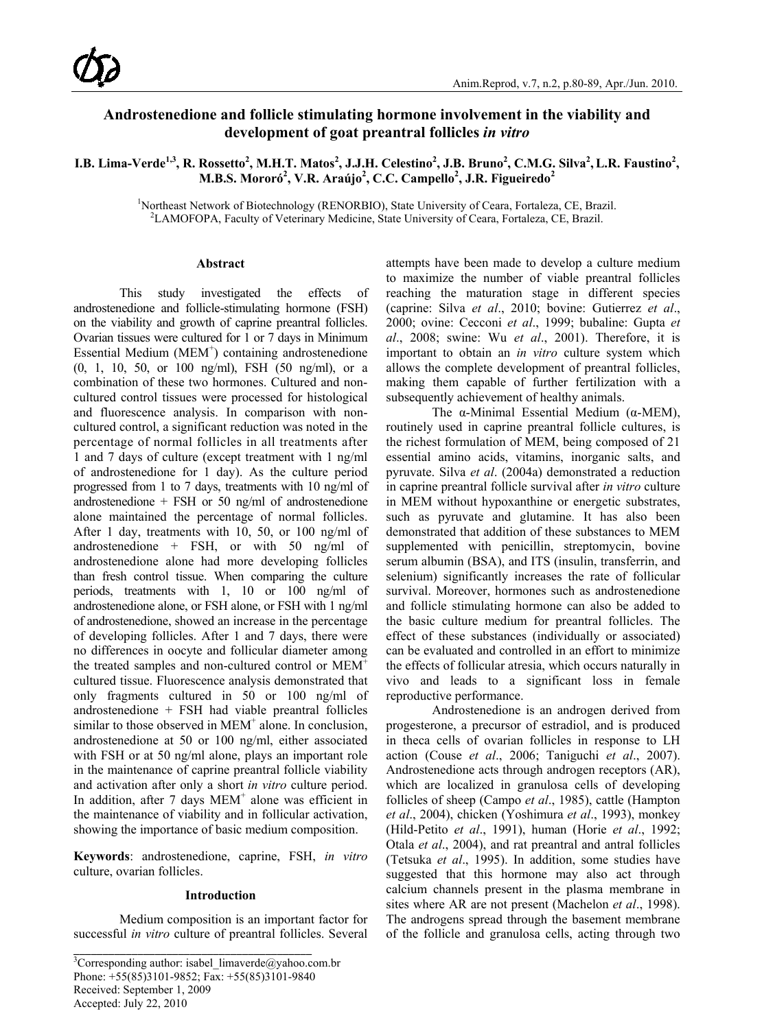# Androstenedione and follicle stimulating hormone involvement in the viability and development of goat preantral follicles *in vitro*

**I.B. Lima-Verde[1,3], R. Rossetto[2], M.H.T. Matos[2], J.J.H. Celestino[2], J.B. Bruno[2], C.M.G. Silva[2], L.R. Faustino[2], M.B.S. Mororó[2], V.R. Araújo[2], C.C. Campello[2], J.R. Figueiredo[2]**

[1]Northeast Network of Biotechnology (RENORBIO), State University of Ceara, Fortaleza, CE, Brazil.
[2]LAMOFOPA, Faculty of Veterinary Medicine, State University of Ceara, Fortaleza, CE, Brazil.

## Abstract

This study investigated the effects of androstenedione and follicle-stimulating hormone (FSH) on the viability and growth of caprine preantral follicles. Ovarian tissues were cultured for 1 or 7 days in Minimum Essential Medium ($MEM^+$) containing androstenedione (0, 1, 10, 50, or 100 ng/ml), FSH (50 ng/ml), or a combination of these two hormones. Cultured and non-cultured control tissues were processed for histological and fluorescence analysis. In comparison with non-cultured control, a significant reduction was noted in the percentage of normal follicles in all treatments after 1 and 7 days of culture (except treatment with 1 ng/ml of androstenedione for 1 day). As the culture period progressed from 1 to 7 days, treatments with 10 ng/ml of androstenedione + FSH or 50 ng/ml of androstenedione alone maintained the percentage of normal follicles. After 1 day, treatments with 10, 50, or 100 ng/ml of androstenedione + FSH, or with 50 ng/ml of androstenedione alone had more developing follicles than fresh control tissue. When comparing the culture periods, treatments with 1, 10 or 100 ng/ml of androstenedione alone, or FSH alone, or FSH with 1 ng/ml of androstenedione, showed an increase in the percentage of developing follicles. After 1 and 7 days, there were no differences in oocyte and follicular diameter among the treated samples and non-cultured control or $MEM^+$ cultured tissue. Fluorescence analysis demonstrated that only fragments cultured in 50 or 100 ng/ml of androstenedione + FSH had viable preantral follicles similar to those observed in $MEM^+$ alone. In conclusion, androstenedione at 50 or 100 ng/ml, either associated with FSH or at 50 ng/ml alone, plays an important role in the maintenance of caprine preantral follicle viability and activation after only a short *in vitro* culture period. In addition, after 7 days $MEM^+$ alone was efficient in the maintenance of viability and in follicular activation, showing the importance of basic medium composition.

**Keywords**: androstenedione, caprine, FSH, *in vitro* culture, ovarian follicles.

## Introduction

Medium composition is an important factor for successful *in vitro* culture of preantral follicles. Several attempts have been made to develop a culture medium to maximize the number of viable preantral follicles reaching the maturation stage in different species (caprine: Silva *et al*., 2010; bovine: Gutierrez *et al*., 2000; ovine: Cecconi *et al*., 1999; bubaline: Gupta *et al*., 2008; swine: Wu *et al*., 2001). Therefore, it is important to obtain an *in vitro* culture system which allows the complete development of preantral follicles, making them capable of further fertilization with a subsequently achievement of healthy animals.

The α-Minimal Essential Medium (α-MEM), routinely used in caprine preantral follicle cultures, is the richest formulation of MEM, being composed of 21 essential amino acids, vitamins, inorganic salts, and pyruvate. Silva *et al*. (2004a) demonstrated a reduction in caprine preantral follicle survival after *in vitro* culture in MEM without hypoxanthine or energetic substrates, such as pyruvate and glutamine. It has also been demonstrated that addition of these substances to MEM supplemented with penicillin, streptomycin, bovine serum albumin (BSA), and ITS (insulin, transferrin, and selenium) significantly increases the rate of follicular survival. Moreover, hormones such as androstenedione and follicle stimulating hormone can also be added to the basic culture medium for preantral follicles. The effect of these substances (individually or associated) can be evaluated and controlled in an effort to minimize the effects of follicular atresia, which occurs naturally in vivo and leads to a significant loss in female reproductive performance.

Androstenedione is an androgen derived from progesterone, a precursor of estradiol, and is produced in theca cells of ovarian follicles in response to LH action (Couse *et al*., 2006; Taniguchi *et al*., 2007). Androstenedione acts through androgen receptors (AR), which are localized in granulosa cells of developing follicles of sheep (Campo *et al*., 1985), cattle (Hampton *et al*., 2004), chicken (Yoshimura *et al*., 1993), monkey (Hild-Petito *et al*., 1991), human (Horie *et al*., 1992; Otala *et al*., 2004), and rat preantral and antral follicles (Tetsuka *et al*., 1995). In addition, some studies have suggested that this hormone may also act through calcium channels present in the plasma membrane in sites where AR are not present (Machelon *et al*., 1998). The androgens spread through the basement membrane of the follicle and granulosa cells, acting through two

[3]Corresponding author: isabel_limaverde@yahoo.com.br
Phone: +55(85)3101-9852; Fax: +55(85)3101-9840
Received: September 1, 2009
Accepted: July 22, 2010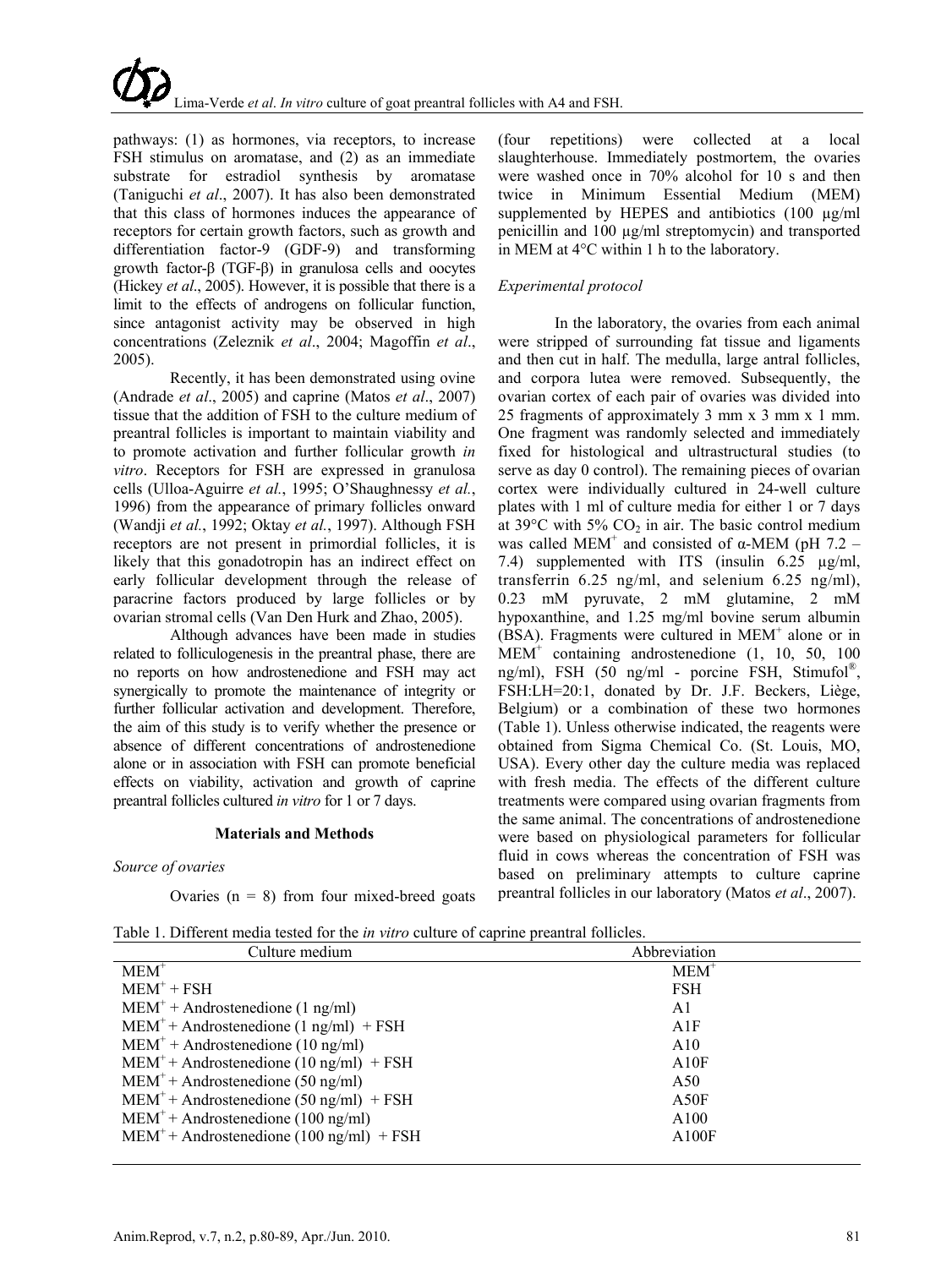pathways: (1) as hormones, via receptors, to increase FSH stimulus on aromatase, and (2) as an immediate substrate for estradiol synthesis by aromatase (Taniguchi *et al*., 2007). It has also been demonstrated that this class of hormones induces the appearance of receptors for certain growth factors, such as growth and differentiation factor-9 (GDF-9) and transforming growth factor-β (TGF-β) in granulosa cells and oocytes (Hickey *et al*., 2005). However, it is possible that there is a limit to the effects of androgens on follicular function, since antagonist activity may be observed in high concentrations (Zeleznik *et al*., 2004; Magoffin *et al*., 2005).

Recently, it has been demonstrated using ovine (Andrade *et al*., 2005) and caprine (Matos *et al*., 2007) tissue that the addition of FSH to the culture medium of preantral follicles is important to maintain viability and to promote activation and further follicular growth *in vitro*. Receptors for FSH are expressed in granulosa cells (Ulloa-Aguirre *et al.*, 1995; O'Shaughnessy *et al.*, 1996) from the appearance of primary follicles onward (Wandji *et al.*, 1992; Oktay *et al.*, 1997). Although FSH receptors are not present in primordial follicles, it is likely that this gonadotropin has an indirect effect on early follicular development through the release of paracrine factors produced by large follicles or by ovarian stromal cells (Van Den Hurk and Zhao, 2005).

Although advances have been made in studies related to folliculogenesis in the preantral phase, there are no reports on how androstenedione and FSH may act synergically to promote the maintenance of integrity or further follicular activation and development. Therefore, the aim of this study is to verify whether the presence or absence of different concentrations of androstenedione alone or in association with FSH can promote beneficial effects on viability, activation and growth of caprine preantral follicles cultured *in vitro* for 1 or 7 days.

## Materials and Methods

### *Source of ovaries*

Ovaries (n = 8) from four mixed-breed goats (four repetitions) were collected at a local slaughterhouse. Immediately postmortem, the ovaries were washed once in 70% alcohol for 10 s and then twice in Minimum Essential Medium (MEM) supplemented by HEPES and antibiotics (100 µg/ml penicillin and 100 µg/ml streptomycin) and transported in MEM at 4°C within 1 h to the laboratory.

### *Experimental protocol*

In the laboratory, the ovaries from each animal were stripped of surrounding fat tissue and ligaments and then cut in half. The medulla, large antral follicles, and corpora lutea were removed. Subsequently, the ovarian cortex of each pair of ovaries was divided into 25 fragments of approximately 3 mm x 3 mm x 1 mm. One fragment was randomly selected and immediately fixed for histological and ultrastructural studies (to serve as day 0 control). The remaining pieces of ovarian cortex were individually cultured in 24-well culture plates with 1 ml of culture media for either 1 or 7 days at 39°C with 5% $CO_2$ in air. The basic control medium was called $MEM^+$ and consisted of α-MEM (pH 7.2 – 7.4) supplemented with ITS (insulin 6.25 µg/ml, transferrin 6.25 ng/ml, and selenium 6.25 ng/ml), 0.23 mM pyruvate, 2 mM glutamine, 2 mM hypoxanthine, and 1.25 mg/ml bovine serum albumin (BSA). Fragments were cultured in $MEM^+$ alone or in $MEM^+$ containing androstenedione (1, 10, 50, 100 ng/ml), FSH (50 ng/ml - porcine FSH, Stimufol®, FSH:LH=20:1, donated by Dr. J.F. Beckers, Liège, Belgium) or a combination of these two hormones (Table 1). Unless otherwise indicated, the reagents were obtained from Sigma Chemical Co. (St. Louis, MO, USA). Every other day the culture media was replaced with fresh media. The effects of the different culture treatments were compared using ovarian fragments from the same animal. The concentrations of androstenedione were based on physiological parameters for follicular fluid in cows whereas the concentration of FSH was based on preliminary attempts to culture caprine preantral follicles in our laboratory (Matos *et al*., 2007).

Table 1. Different media tested for the *in vitro* culture of caprine preantral follicles.

| Culture medium | Abbreviation |
|---|---|
| $MEM^+$ | $MEM^+$ |
| $MEM^+$ + FSH | FSH |
| $MEM^+$ + Androstenedione (1 ng/ml) | A1 |
| $MEM^+$ + Androstenedione (1 ng/ml) + FSH | A1F |
| $MEM^+$ + Androstenedione (10 ng/ml) | A10 |
| $MEM^+$ + Androstenedione (10 ng/ml) + FSH | A10F |
| $MEM^+$ + Androstenedione (50 ng/ml) | A50 |
| $MEM^+$ + Androstenedione (50 ng/ml) + FSH | A50F |
| $MEM^+$ + Androstenedione (100 ng/ml) | A100 |
| $MEM^+$ + Androstenedione (100 ng/ml) + FSH | A100F |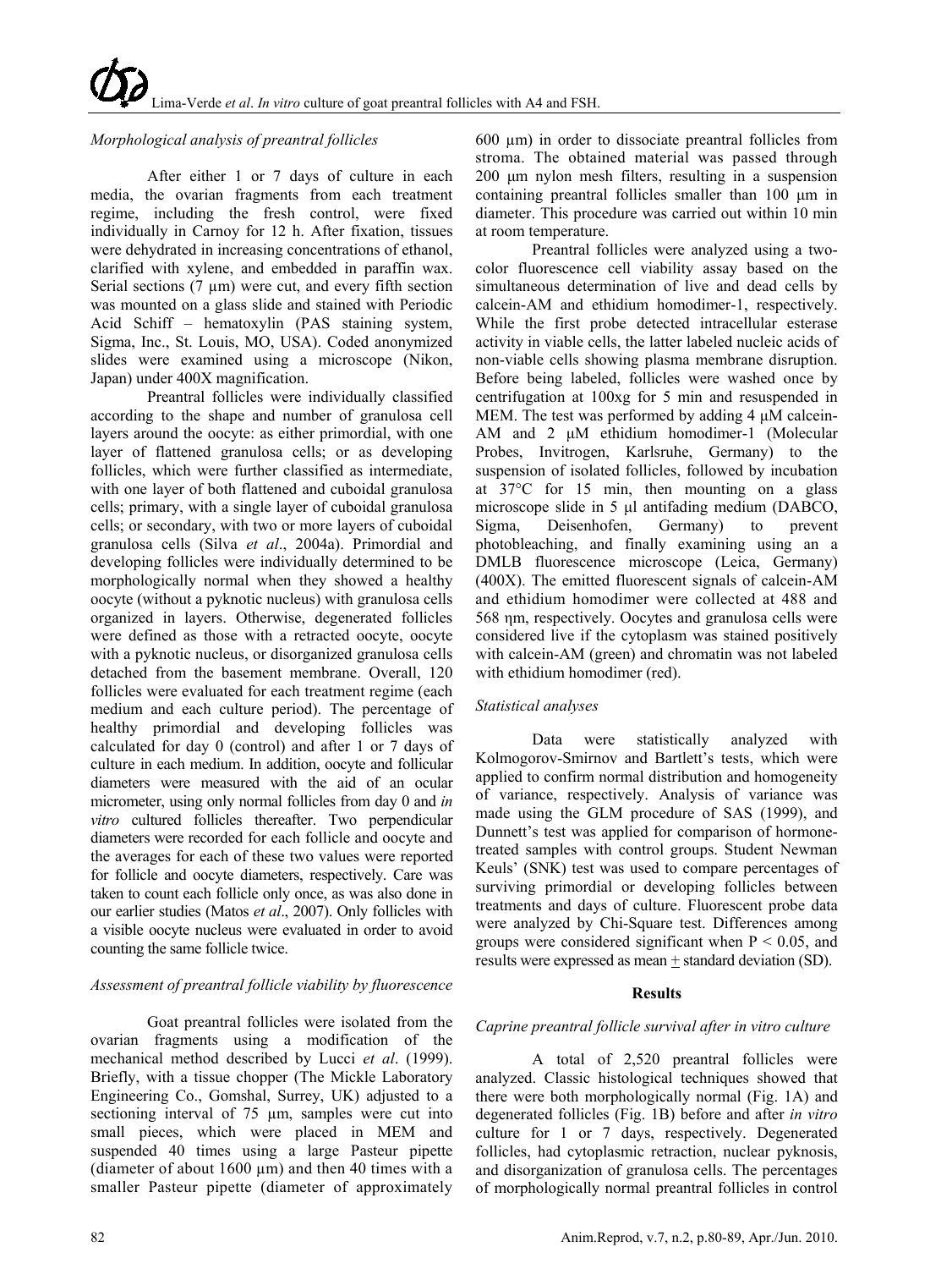### *Morphological analysis of preantral follicles*

After either 1 or 7 days of culture in each media, the ovarian fragments from each treatment regime, including the fresh control, were fixed individually in Carnoy for 12 h. After fixation, tissues were dehydrated in increasing concentrations of ethanol, clarified with xylene, and embedded in paraffin wax. Serial sections (7 µm) were cut, and every fifth section was mounted on a glass slide and stained with Periodic Acid Schiff – hematoxylin (PAS staining system, Sigma, Inc., St. Louis, MO, USA). Coded anonymized slides were examined using a microscope (Nikon, Japan) under 400X magnification.

Preantral follicles were individually classified according to the shape and number of granulosa cell layers around the oocyte: as either primordial, with one layer of flattened granulosa cells; or as developing follicles, which were further classified as intermediate, with one layer of both flattened and cuboidal granulosa cells; primary, with a single layer of cuboidal granulosa cells; or secondary, with two or more layers of cuboidal granulosa cells (Silva *et al*., 2004a). Primordial and developing follicles were individually determined to be morphologically normal when they showed a healthy oocyte (without a pyknotic nucleus) with granulosa cells organized in layers. Otherwise, degenerated follicles were defined as those with a retracted oocyte, oocyte with a pyknotic nucleus, or disorganized granulosa cells detached from the basement membrane. Overall, 120 follicles were evaluated for each treatment regime (each medium and each culture period). The percentage of healthy primordial and developing follicles was calculated for day 0 (control) and after 1 or 7 days of culture in each medium. In addition, oocyte and follicular diameters were measured with the aid of an ocular micrometer, using only normal follicles from day 0 and *in vitro* cultured follicles thereafter. Two perpendicular diameters were recorded for each follicle and oocyte and the averages for each of these two values were reported for follicle and oocyte diameters, respectively. Care was taken to count each follicle only once, as was also done in our earlier studies (Matos *et al*., 2007). Only follicles with a visible oocyte nucleus were evaluated in order to avoid counting the same follicle twice.

### *Assessment of preantral follicle viability by fluorescence*

Goat preantral follicles were isolated from the ovarian fragments using a modification of the mechanical method described by Lucci *et al*. (1999). Briefly, with a tissue chopper (The Mickle Laboratory Engineering Co., Gomshal, Surrey, UK) adjusted to a sectioning interval of 75 µm, samples were cut into small pieces, which were placed in MEM and suspended 40 times using a large Pasteur pipette (diameter of about 1600 µm) and then 40 times with a smaller Pasteur pipette (diameter of approximately 600 µm) in order to dissociate preantral follicles from stroma. The obtained material was passed through 200 µm nylon mesh filters, resulting in a suspension containing preantral follicles smaller than 100 µm in diameter. This procedure was carried out within 10 min at room temperature.

Preantral follicles were analyzed using a two-color fluorescence cell viability assay based on the simultaneous determination of live and dead cells by calcein-AM and ethidium homodimer-1, respectively. While the first probe detected intracellular esterase activity in viable cells, the latter labeled nucleic acids of non-viable cells showing plasma membrane disruption. Before being labeled, follicles were washed once by centrifugation at 100xg for 5 min and resuspended in MEM. The test was performed by adding 4 µM calcein-AM and 2 µM ethidium homodimer-1 (Molecular Probes, Invitrogen, Karlsruhe, Germany) to the suspension of isolated follicles, followed by incubation at 37°C for 15 min, then mounting on a glass microscope slide in 5 µl antifading medium (DABCO, Sigma, Deisenhofen, Germany) to prevent photobleaching, and finally examining using an a DMLB fluorescence microscope (Leica, Germany) (400X). The emitted fluorescent signals of calcein-AM and ethidium homodimer were collected at 488 and 568 ηm, respectively. Oocytes and granulosa cells were considered live if the cytoplasm was stained positively with calcein-AM (green) and chromatin was not labeled with ethidium homodimer (red).

### *Statistical analyses*

Data were statistically analyzed with Kolmogorov-Smirnov and Bartlett's tests, which were applied to confirm normal distribution and homogeneity of variance, respectively. Analysis of variance was made using the GLM procedure of SAS (1999), and Dunnett's test was applied for comparison of hormone-treated samples with control groups. Student Newman Keuls' (SNK) test was used to compare percentages of surviving primordial or developing follicles between treatments and days of culture. Fluorescent probe data were analyzed by Chi-Square test. Differences among groups were considered significant when $P < 0.05$, and results were expressed as mean $\pm$ standard deviation (SD).

## Results

### *Caprine preantral follicle survival after in vitro culture*

A total of 2,520 preantral follicles were analyzed. Classic histological techniques showed that there were both morphologically normal (Fig. 1A) and degenerated follicles (Fig. 1B) before and after *in vitro* culture for 1 or 7 days, respectively. Degenerated follicles, had cytoplasmic retraction, nuclear pyknosis, and disorganization of granulosa cells. The percentages of morphologically normal preantral follicles in control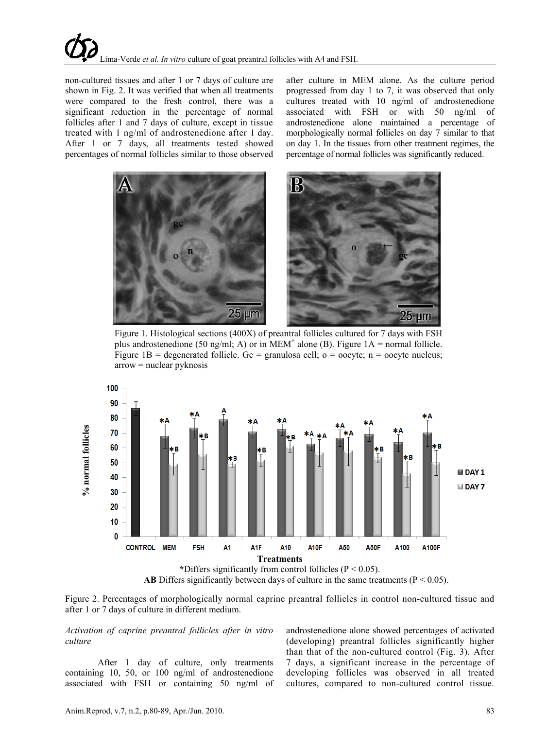non-cultured tissues and after 1 or 7 days of culture are shown in Fig. 2. It was verified that when all treatments were compared to the fresh control, there was a significant reduction in the percentage of normal follicles after 1 and 7 days of culture, except in tissue treated with 1 ng/ml of androstenedione after 1 day. After 1 or 7 days, all treatments tested showed percentages of normal follicles similar to those observed after culture in MEM alone. As the culture period progressed from day 1 to 7, it was observed that only cultures treated with 10 ng/ml of androstenedione associated with FSH or with 50 ng/ml of androstenedione alone maintained a percentage of morphologically normal follicles on day 7 similar to that on day 1. In the tissues from other treatment regimes, the percentage of normal follicles was significantly reduced.

Figure 1. Histological sections (400X) of preantral follicles cultured for 7 days with FSH plus androstenedione (50 ng/ml; A) or in MEM[+] alone (B). Figure 1A = normal follicle. Figure 1B = degenerated follicle. Gc = granulosa cell; o = oocyte; n = oocyte nucleus; arrow = nuclear pyknosis

*Differs significantly from control follicles ($P < 0.05$).
**AB** Differs significantly between days of culture in the same treatments ($P < 0.05$).

Figure 2. Percentages of morphologically normal caprine preantral follicles in control non-cultured tissue and after 1 or 7 days of culture in different medium.

*Activation of caprine preantral follicles after in vitro culture*

After 1 day of culture, only treatments containing 10, 50, or 100 ng/ml of androstenedione associated with FSH or containing 50 ng/ml of androstenedione alone showed percentages of activated (developing) preantral follicles significantly higher than that of the non-cultured control (Fig. 3). After 7 days, a significant increase in the percentage of developing follicles was observed in all treated cultures, compared to non-cultured control tissue.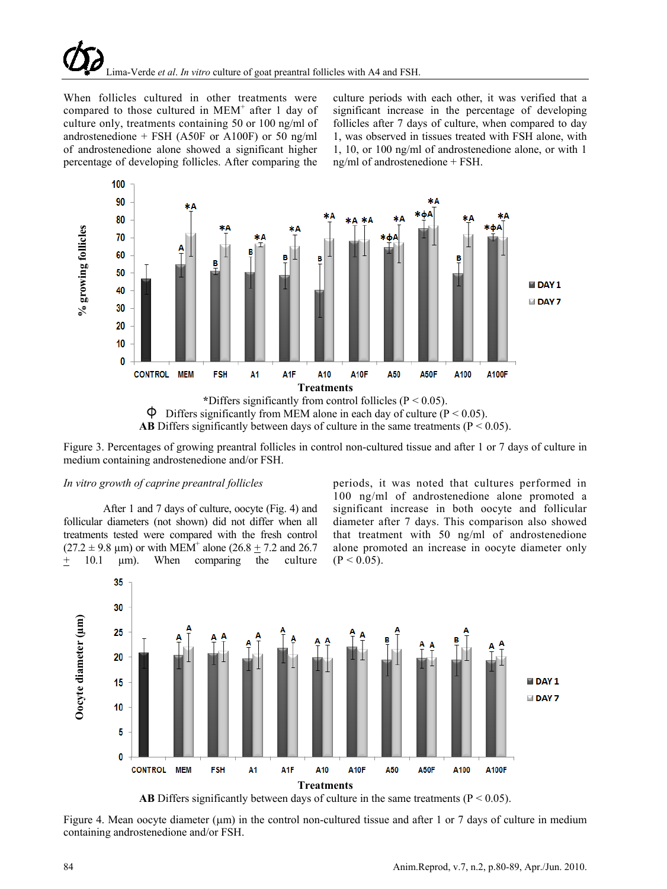When follicles cultured in other treatments were compared to those cultured in MEM$^+$ after 1 day of culture only, treatments containing 50 or 100 ng/ml of androstenedione + FSH (A50F or A100F) or 50 ng/ml of androstenedione alone showed a significant higher percentage of developing follicles. After comparing the culture periods with each other, it was verified that a significant increase in the percentage of developing follicles after 7 days of culture, when compared to day 1, was observed in tissues treated with FSH alone, with 1, 10, or 100 ng/ml of androstenedione alone, or with 1 ng/ml of androstenedione + FSH.

*Differs significantly from control follicles (P < 0.05).

Φ Differs significantly from MEM alone in each day of culture (P < 0.05).

**AB** Differs significantly between days of culture in the same treatments (P < 0.05).

Figure 3. Percentages of growing preantral follicles in control non-cultured tissue and after 1 or 7 days of culture in medium containing androstenedione and/or FSH.

*In vitro growth of caprine preantral follicles*

After 1 and 7 days of culture, oocyte (Fig. 4) and follicular diameters (not shown) did not differ when all treatments tested were compared with the fresh control (27.2 ± 9.8 µm) or with MEM$^+$ alone (26.8 ± 7.2 and 26.7 ± 10.1 µm). When comparing the culture periods, it was noted that cultures performed in 100 ng/ml of androstenedione alone promoted a significant increase in both oocyte and follicular diameter after 7 days. This comparison also showed that treatment with 50 ng/ml of androstenedione alone promoted an increase in oocyte diameter only (P < 0.05).

**AB** Differs significantly between days of culture in the same treatments (P < 0.05).

Figure 4. Mean oocyte diameter (µm) in the control non-cultured tissue and after 1 or 7 days of culture in medium containing androstenedione and/or FSH.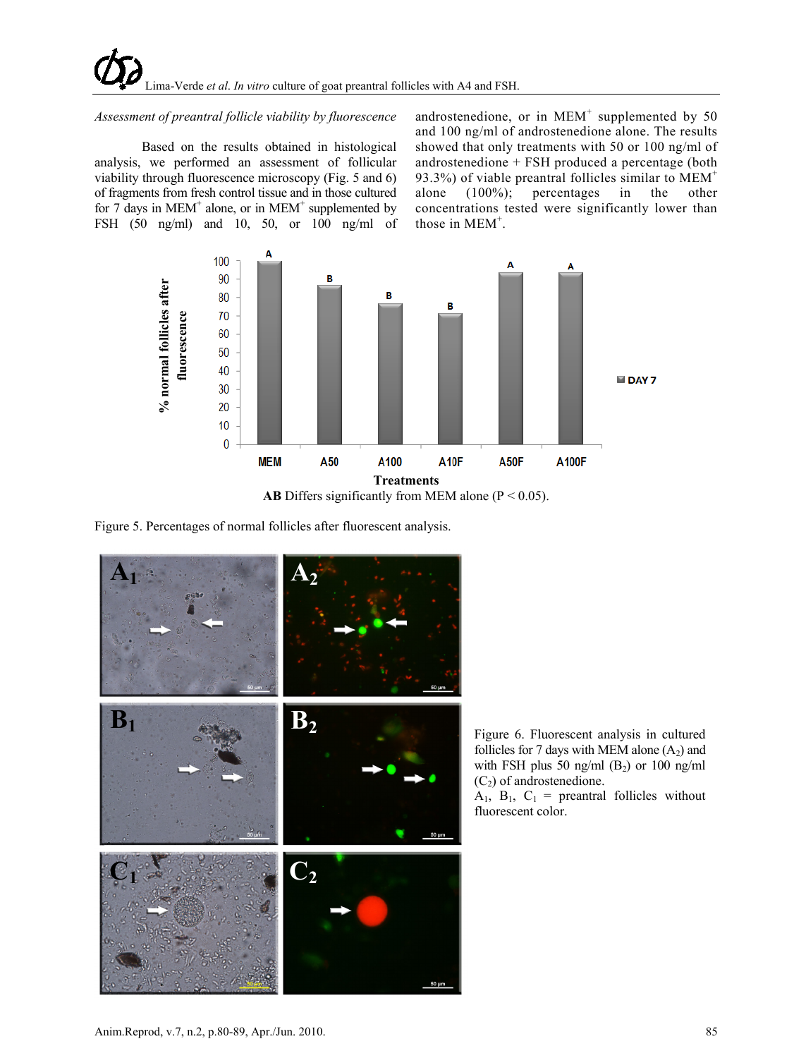*Assessment of preantral follicle viability by fluorescence*

Based on the results obtained in histological analysis, we performed an assessment of follicular viability through fluorescence microscopy (Fig. 5 and 6) of fragments from fresh control tissue and in those cultured for 7 days in MEM$^+$ alone, or in MEM$^+$ supplemented by FSH (50 ng/ml) and 10, 50, or 100 ng/ml of androstenedione, or in MEM$^+$ supplemented by 50 and 100 ng/ml of androstenedione alone. The results showed that only treatments with 50 or 100 ng/ml of androstenedione + FSH produced a percentage (both 93.3%) of viable preantral follicles similar to MEM$^+$ alone (100%); percentages in the other concentrations tested were significantly lower than those in MEM$^+$.

Figure 5. Percentages of normal follicles after fluorescent analysis.

Figure 6. Fluorescent analysis in cultured follicles for 7 days with MEM alone ($A_2$) and with FSH plus 50 ng/ml ($B_2$) or 100 ng/ml ($C_2$) of androstenedione.
$A_1$, $B_1$, $C_1$ = preantral follicles without fluorescent color.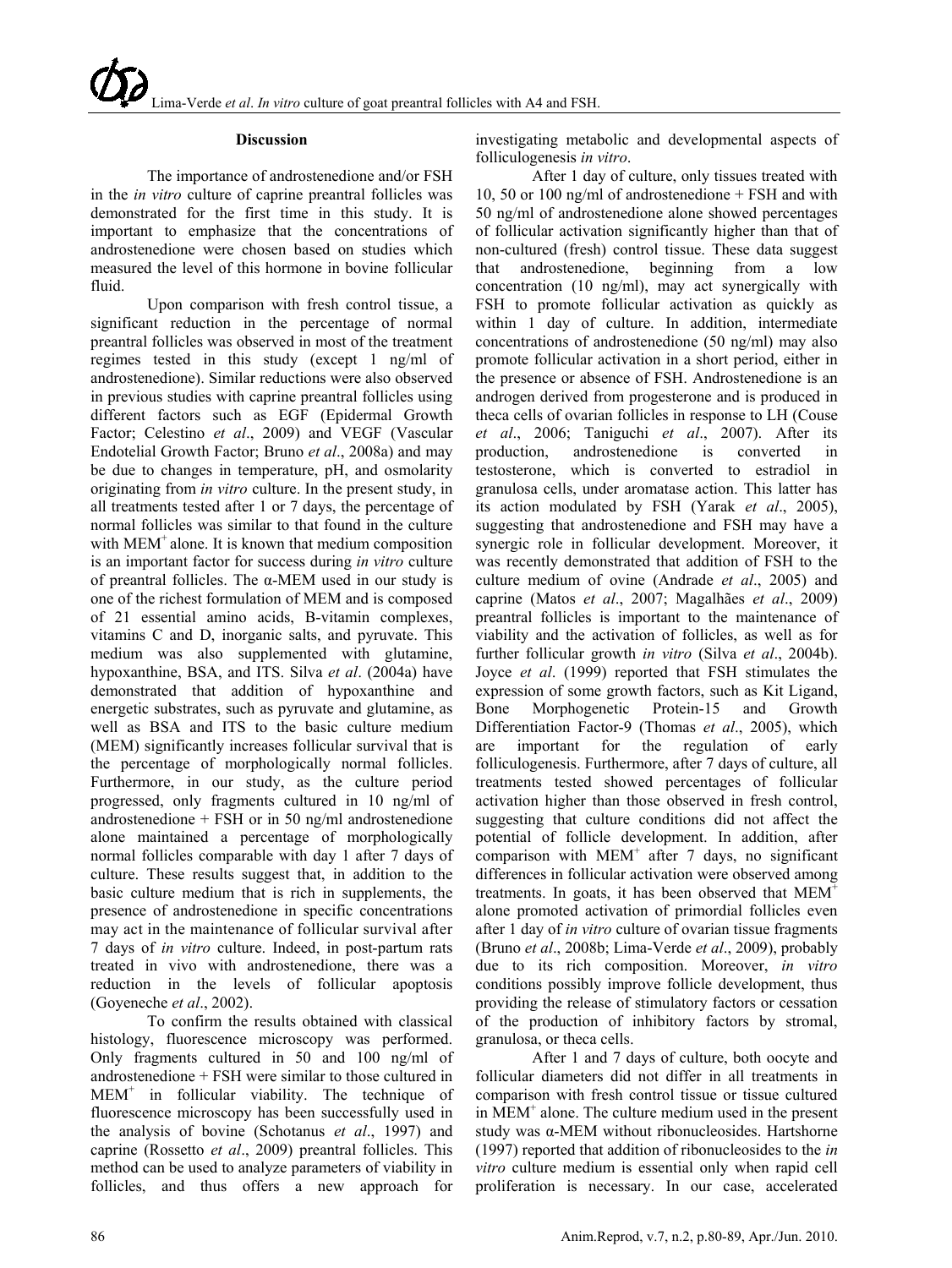## Discussion

The importance of androstenedione and/or FSH in the *in vitro* culture of caprine preantral follicles was demonstrated for the first time in this study. It is important to emphasize that the concentrations of androstenedione were chosen based on studies which measured the level of this hormone in bovine follicular fluid.

Upon comparison with fresh control tissue, a significant reduction in the percentage of normal preantral follicles was observed in most of the treatment regimes tested in this study (except 1 ng/ml of androstenedione). Similar reductions were also observed in previous studies with caprine preantral follicles using different factors such as EGF (Epidermal Growth Factor; Celestino *et al*., 2009) and VEGF (Vascular Endotelial Growth Factor; Bruno *et al*., 2008a) and may be due to changes in temperature, pH, and osmolarity originating from *in vitro* culture. In the present study, in all treatments tested after 1 or 7 days, the percentage of normal follicles was similar to that found in the culture with $MEM^{+}$ alone. It is known that medium composition is an important factor for success during *in vitro* culture of preantral follicles. The α-MEM used in our study is one of the richest formulation of MEM and is composed of 21 essential amino acids, B-vitamin complexes, vitamins C and D, inorganic salts, and pyruvate. This medium was also supplemented with glutamine, hypoxanthine, BSA, and ITS. Silva *et al*. (2004a) have demonstrated that addition of hypoxanthine and energetic substrates, such as pyruvate and glutamine, as well as BSA and ITS to the basic culture medium (MEM) significantly increases follicular survival that is the percentage of morphologically normal follicles. Furthermore, in our study, as the culture period progressed, only fragments cultured in 10 ng/ml of androstenedione + FSH or in 50 ng/ml androstenedione alone maintained a percentage of morphologically normal follicles comparable with day 1 after 7 days of culture. These results suggest that, in addition to the basic culture medium that is rich in supplements, the presence of androstenedione in specific concentrations may act in the maintenance of follicular survival after 7 days of *in vitro* culture. Indeed, in post-partum rats treated in vivo with androstenedione, there was a reduction in the levels of follicular apoptosis (Goyeneche *et al*., 2002).

To confirm the results obtained with classical histology, fluorescence microscopy was performed. Only fragments cultured in 50 and 100 ng/ml of androstenedione + FSH were similar to those cultured in $MEM^{+}$ in follicular viability. The technique of fluorescence microscopy has been successfully used in the analysis of bovine (Schotanus *et al*., 1997) and caprine (Rossetto *et al*., 2009) preantral follicles. This method can be used to analyze parameters of viability in follicles, and thus offers a new approach for investigating metabolic and developmental aspects of folliculogenesis *in vitro*.

After 1 day of culture, only tissues treated with 10, 50 or 100 ng/ml of androstenedione + FSH and with 50 ng/ml of androstenedione alone showed percentages of follicular activation significantly higher than that of non-cultured (fresh) control tissue. These data suggest that androstenedione, beginning from a low concentration (10 ng/ml), may act synergically with FSH to promote follicular activation as quickly as within 1 day of culture. In addition, intermediate concentrations of androstenedione (50 ng/ml) may also promote follicular activation in a short period, either in the presence or absence of FSH. Androstenedione is an androgen derived from progesterone and is produced in theca cells of ovarian follicles in response to LH (Couse *et al*., 2006; Taniguchi *et al*., 2007). After its production, androstenedione is converted in testosterone, which is converted to estradiol in granulosa cells, under aromatase action. This latter has its action modulated by FSH (Yarak *et al*., 2005), suggesting that androstenedione and FSH may have a synergic role in follicular development. Moreover, it was recently demonstrated that addition of FSH to the culture medium of ovine (Andrade *et al*., 2005) and caprine (Matos *et al*., 2007; Magalhães *et al*., 2009) preantral follicles is important to the maintenance of viability and the activation of follicles, as well as for further follicular growth *in vitro* (Silva *et al*., 2004b). Joyce *et al*. (1999) reported that FSH stimulates the expression of some growth factors, such as Kit Ligand, Bone Morphogenetic Protein-15 and Growth Differentiation Factor-9 (Thomas *et al*., 2005), which are important for the regulation of early folliculogenesis. Furthermore, after 7 days of culture, all treatments tested showed percentages of follicular activation higher than those observed in fresh control, suggesting that culture conditions did not affect the potential of follicle development. In addition, after comparison with $MEM^{+}$ after 7 days, no significant differences in follicular activation were observed among treatments. In goats, it has been observed that $MEM^{+}$ alone promoted activation of primordial follicles even after 1 day of *in vitro* culture of ovarian tissue fragments (Bruno *et al*., 2008b; Lima-Verde *et al*., 2009), probably due to its rich composition. Moreover, *in vitro* conditions possibly improve follicle development, thus providing the release of stimulatory factors or cessation of the production of inhibitory factors by stromal, granulosa, or theca cells.

After 1 and 7 days of culture, both oocyte and follicular diameters did not differ in all treatments in comparison with fresh control tissue or tissue cultured in $MEM^{+}$ alone. The culture medium used in the present study was α-MEM without ribonucleosides. Hartshorne (1997) reported that addition of ribonucleosides to the *in vitro* culture medium is essential only when rapid cell proliferation is necessary. In our case, accelerated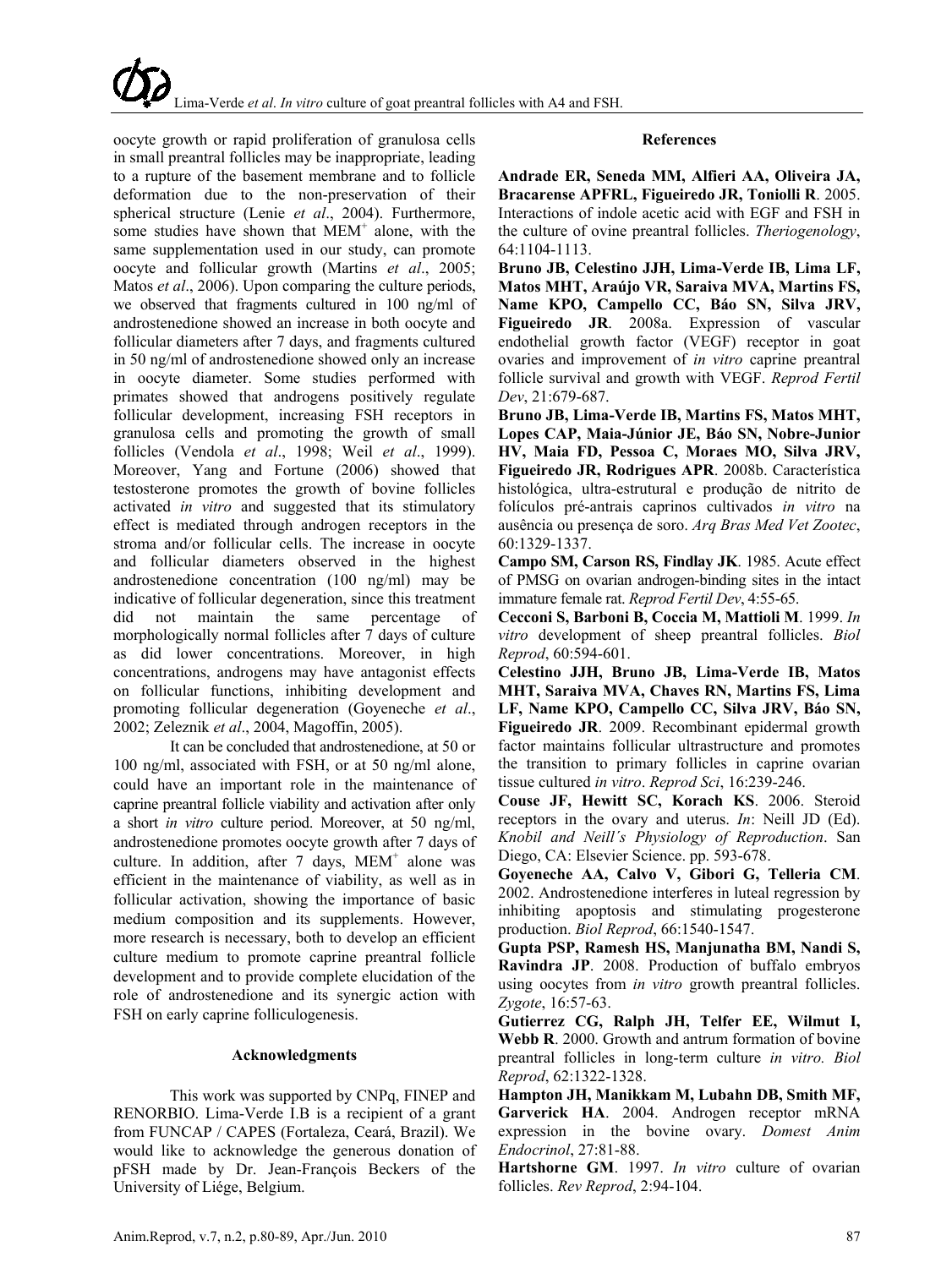oocyte growth or rapid proliferation of granulosa cells in small preantral follicles may be inappropriate, leading to a rupture of the basement membrane and to follicle deformation due to the non-preservation of their spherical structure (Lenie *et al*., 2004). Furthermore, some studies have shown that MEM$^{+}$ alone, with the same supplementation used in our study, can promote oocyte and follicular growth (Martins *et al*., 2005; Matos *et al*., 2006). Upon comparing the culture periods, we observed that fragments cultured in 100 ng/ml of androstenedione showed an increase in both oocyte and follicular diameters after 7 days, and fragments cultured in 50 ng/ml of androstenedione showed only an increase in oocyte diameter. Some studies performed with primates showed that androgens positively regulate follicular development, increasing FSH receptors in granulosa cells and promoting the growth of small follicles (Vendola *et al*., 1998; Weil *et al*., 1999). Moreover, Yang and Fortune (2006) showed that testosterone promotes the growth of bovine follicles activated *in vitro* and suggested that its stimulatory effect is mediated through androgen receptors in the stroma and/or follicular cells. The increase in oocyte and follicular diameters observed in the highest androstenedione concentration (100 ng/ml) may be indicative of follicular degeneration, since this treatment did not maintain the same percentage of morphologically normal follicles after 7 days of culture as did lower concentrations. Moreover, in high concentrations, androgens may have antagonist effects on follicular functions, inhibiting development and promoting follicular degeneration (Goyeneche *et al*., 2002; Zeleznik *et al*., 2004, Magoffin, 2005).

It can be concluded that androstenedione, at 50 or 100 ng/ml, associated with FSH, or at 50 ng/ml alone, could have an important role in the maintenance of caprine preantral follicle viability and activation after only a short *in vitro* culture period. Moreover, at 50 ng/ml, androstenedione promotes oocyte growth after 7 days of culture. In addition, after 7 days, MEM$^{+}$ alone was efficient in the maintenance of viability, as well as in follicular activation, showing the importance of basic medium composition and its supplements. However, more research is necessary, both to develop an efficient culture medium to promote caprine preantral follicle development and to provide complete elucidation of the role of androstenedione and its synergic action with FSH on early caprine folliculogenesis.

### Acknowledgments

This work was supported by CNPq, FINEP and RENORBIO. Lima-Verde I.B is a recipient of a grant from FUNCAP / CAPES (Fortaleza, Ceará, Brazil). We would like to acknowledge the generous donation of pFSH made by Dr. Jean-François Beckers of the University of Liége, Belgium.

### References

**Andrade ER, Seneda MM, Alfieri AA, Oliveira JA, Bracarense APFRL, Figueiredo JR, Toniolli R**. 2005. Interactions of indole acetic acid with EGF and FSH in the culture of ovine preantral follicles. *Theriogenology*, 64:1104-1113.

**Bruno JB, Celestino JJH, Lima-Verde IB, Lima LF, Matos MHT, Araújo VR, Saraiva MVA, Martins FS, Name KPO, Campello CC, Báo SN, Silva JRV, Figueiredo JR**. 2008a. Expression of vascular endothelial growth factor (VEGF) receptor in goat ovaries and improvement of *in vitro* caprine preantral follicle survival and growth with VEGF. *Reprod Fertil Dev*, 21:679-687.

**Bruno JB, Lima-Verde IB, Martins FS, Matos MHT, Lopes CAP, Maia-Júnior JE, Báo SN, Nobre-Junior HV, Maia FD, Pessoa C, Moraes MO, Silva JRV, Figueiredo JR, Rodrigues APR**. 2008b. Característica histológica, ultra-estrutural e produção de nitrito de folículos pré-antrais caprinos cultivados *in vitro* na ausência ou presença de soro. *Arq Bras Med Vet Zootec*, 60:1329-1337.

**Campo SM, Carson RS, Findlay JK**. 1985. Acute effect of PMSG on ovarian androgen-binding sites in the intact immature female rat. *Reprod Fertil Dev*, 4:55-65.

**Cecconi S, Barboni B, Coccia M, Mattioli M**. 1999. *In vitro* development of sheep preantral follicles. *Biol Reprod*, 60:594-601.

**Celestino JJH, Bruno JB, Lima-Verde IB, Matos MHT, Saraiva MVA, Chaves RN, Martins FS, Lima LF, Name KPO, Campello CC, Silva JRV, Báo SN, Figueiredo JR**. 2009. Recombinant epidermal growth factor maintains follicular ultrastructure and promotes the transition to primary follicles in caprine ovarian tissue cultured *in vitro*. *Reprod Sci*, 16:239-246.

**Couse JF, Hewitt SC, Korach KS**. 2006. Steroid receptors in the ovary and uterus. *In*: Neill JD (Ed). *Knobil and Neill´s Physiology of Reproduction*. San Diego, CA: Elsevier Science. pp. 593-678.

**Goyeneche AA, Calvo V, Gibori G, Telleria CM**. 2002. Androstenedione interferes in luteal regression by inhibiting apoptosis and stimulating progesterone production. *Biol Reprod*, 66:1540-1547.

**Gupta PSP, Ramesh HS, Manjunatha BM, Nandi S, Ravindra JP**. 2008. Production of buffalo embryos using oocytes from *in vitro* growth preantral follicles. *Zygote*, 16:57-63.

**Gutierrez CG, Ralph JH, Telfer EE, Wilmut I, Webb R**. 2000. Growth and antrum formation of bovine preantral follicles in long-term culture *in vitro. Biol Reprod*, 62:1322-1328.

**Hampton JH, Manikkam M, Lubahn DB, Smith MF, Garverick HA**. 2004. Androgen receptor mRNA expression in the bovine ovary. *Domest Anim Endocrinol*, 27:81-88.

**Hartshorne GM**. 1997. *In vitro* culture of ovarian follicles. *Rev Reprod*, 2:94-104.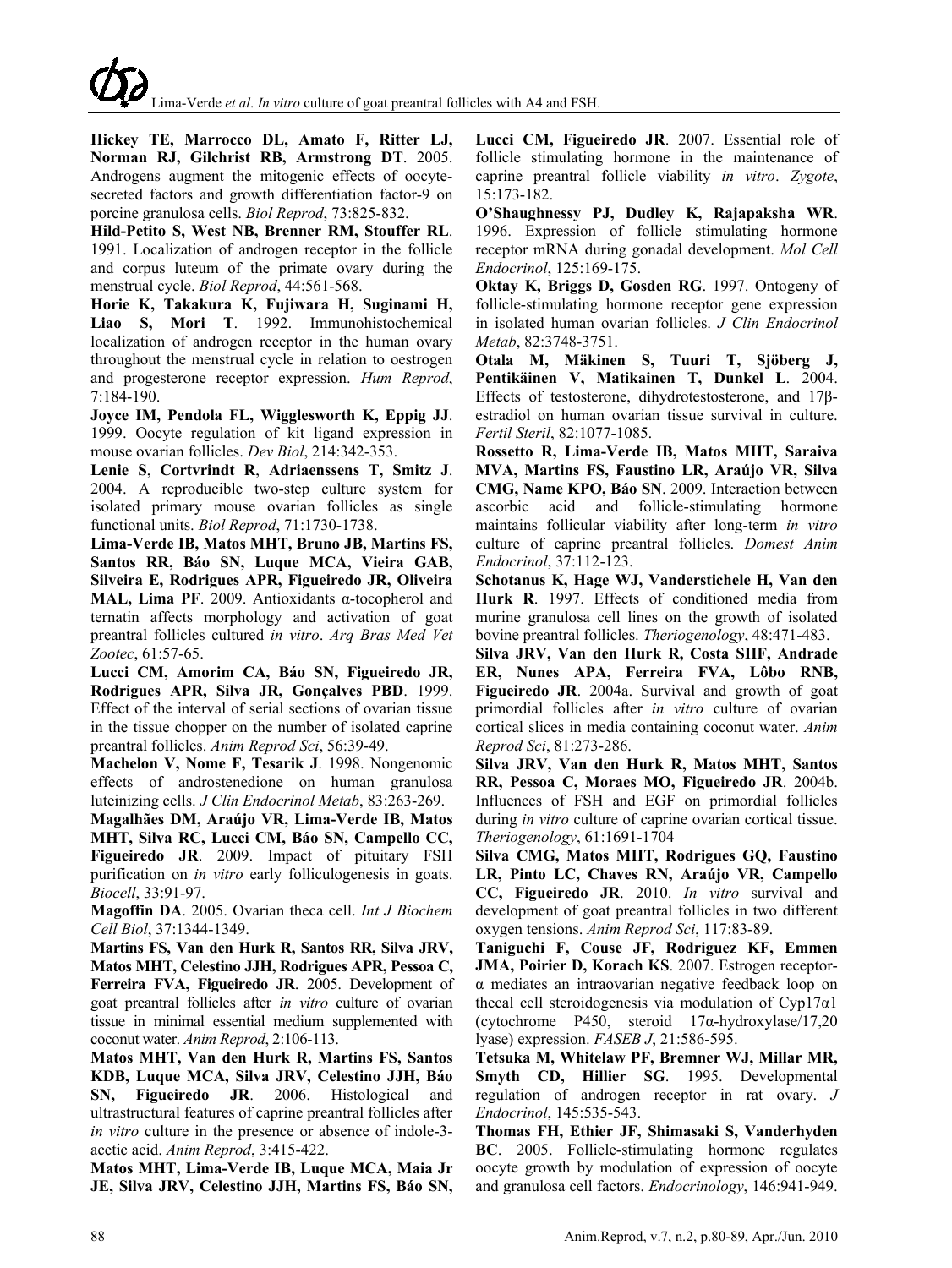**Hickey TE, Marrocco DL, Amato F, Ritter LJ, Norman RJ, Gilchrist RB, Armstrong DT**. 2005. Androgens augment the mitogenic effects of oocyte-secreted factors and growth differentiation factor-9 on porcine granulosa cells. *Biol Reprod*, 73:825-832.

**Hild-Petito S, West NB, Brenner RM, Stouffer RL**. 1991. Localization of androgen receptor in the follicle and corpus luteum of the primate ovary during the menstrual cycle. *Biol Reprod*, 44:561-568.

**Horie K, Takakura K, Fujiwara H, Suginami H, Liao S, Mori T**. 1992. Immunohistochemical localization of androgen receptor in the human ovary throughout the menstrual cycle in relation to oestrogen and progesterone receptor expression. *Hum Reprod*, 7:184-190.

**Joyce IM, Pendola FL, Wigglesworth K, Eppig JJ**. 1999. Oocyte regulation of kit ligand expression in mouse ovarian follicles. *Dev Biol*, 214:342-353.

**Lenie S**, **Cortvrindt R**, **Adriaenssens T, Smitz J**. 2004. A reproducible two-step culture system for isolated primary mouse ovarian follicles as single functional units. *Biol Reprod*, 71:1730-1738.

**Lima-Verde IB, Matos MHT, Bruno JB, Martins FS, Santos RR, Báo SN, Luque MCA, Vieira GAB, Silveira E, Rodrigues APR, Figueiredo JR, Oliveira MAL, Lima PF**. 2009. Antioxidants α-tocopherol and ternatin affects morphology and activation of goat preantral follicles cultured *in vitro*. *Arq Bras Med Vet Zootec*, 61:57-65.

**Lucci CM, Amorim CA, Báo SN, Figueiredo JR, Rodrigues APR, Silva JR, Gonçalves PBD**. 1999. Effect of the interval of serial sections of ovarian tissue in the tissue chopper on the number of isolated caprine preantral follicles. *Anim Reprod Sci*, 56:39-49.

**Machelon V, Nome F, Tesarik J**. 1998. Nongenomic effects of androstenedione on human granulosa luteinizing cells. *J Clin Endocrinol Metab*, 83:263-269.

**Magalhães DM, Araújo VR, Lima-Verde IB, Matos MHT, Silva RC, Lucci CM, Báo SN, Campello CC, Figueiredo JR**. 2009. Impact of pituitary FSH purification on *in vitro* early folliculogenesis in goats. *Biocell*, 33:91-97.

**Magoffin DA**. 2005. Ovarian theca cell. *Int J Biochem Cell Biol*, 37:1344-1349.

**Martins FS, Van den Hurk R, Santos RR, Silva JRV, Matos MHT, Celestino JJH, Rodrigues APR, Pessoa C, Ferreira FVA, Figueiredo JR**. 2005. Development of goat preantral follicles after *in vitro* culture of ovarian tissue in minimal essential medium supplemented with coconut water. *Anim Reprod*, 2:106-113.

**Matos MHT, Van den Hurk R, Martins FS, Santos KDB, Luque MCA, Silva JRV, Celestino JJH, Báo SN, Figueiredo JR**. 2006. Histological and ultrastructural features of caprine preantral follicles after *in vitro* culture in the presence or absence of indole-3-acetic acid. *Anim Reprod*, 3:415-422.

**Matos MHT, Lima-Verde IB, Luque MCA, Maia Jr JE, Silva JRV, Celestino JJH, Martins FS, Báo SN, Lucci CM, Figueiredo JR**. 2007. Essential role of follicle stimulating hormone in the maintenance of caprine preantral follicle viability *in vitro*. *Zygote*, 15:173-182.

**O'Shaughnessy PJ, Dudley K, Rajapaksha WR**. 1996. Expression of follicle stimulating hormone receptor mRNA during gonadal development. *Mol Cell Endocrinol*, 125:169-175.

**Oktay K, Briggs D, Gosden RG**. 1997. Ontogeny of follicle-stimulating hormone receptor gene expression in isolated human ovarian follicles. *J Clin Endocrinol Metab*, 82:3748-3751.

**Otala M, Mäkinen S, Tuuri T, Sjöberg J, Pentikäinen V, Matikainen T, Dunkel L**. 2004. Effects of testosterone, dihydrotestosterone, and 17β-estradiol on human ovarian tissue survival in culture. *Fertil Steril*, 82:1077-1085.

**Rossetto R, Lima-Verde IB, Matos MHT, Saraiva MVA, Martins FS, Faustino LR, Araújo VR, Silva CMG, Name KPO, Báo SN**. 2009. Interaction between ascorbic acid and follicle-stimulating hormone maintains follicular viability after long-term *in vitro* culture of caprine preantral follicles. *Domest Anim Endocrinol*, 37:112-123.

**Schotanus K, Hage WJ, Vanderstichele H, Van den Hurk R**. 1997. Effects of conditioned media from murine granulosa cell lines on the growth of isolated bovine preantral follicles. *Theriogenology*, 48:471-483.

**Silva JRV, Van den Hurk R, Costa SHF, Andrade ER, Nunes APA, Ferreira FVA, Lôbo RNB, Figueiredo JR**. 2004a. Survival and growth of goat primordial follicles after *in vitro* culture of ovarian cortical slices in media containing coconut water. *Anim Reprod Sci*, 81:273-286.

**Silva JRV, Van den Hurk R, Matos MHT, Santos RR, Pessoa C, Moraes MO, Figueiredo JR**. 2004b. Influences of FSH and EGF on primordial follicles during *in vitro* culture of caprine ovarian cortical tissue. *Theriogenology*, 61:1691-1704

**Silva CMG, Matos MHT, Rodrigues GQ, Faustino LR, Pinto LC, Chaves RN, Araújo VR, Campello CC, Figueiredo JR**. 2010. *In vitro* survival and development of goat preantral follicles in two different oxygen tensions. *Anim Reprod Sci*, 117:83-89.

**Taniguchi F, Couse JF, Rodriguez KF, Emmen JMA, Poirier D, Korach KS**. 2007. Estrogen receptor-α mediates an intraovarian negative feedback loop on thecal cell steroidogenesis via modulation of Cyp17α1 (cytochrome P450, steroid 17α-hydroxylase/17,20 lyase) expression. *FASEB J*, 21:586-595.

**Tetsuka M, Whitelaw PF, Bremner WJ, Millar MR, Smyth CD, Hillier SG**. 1995. Developmental regulation of androgen receptor in rat ovary. *J Endocrinol*, 145:535-543.

**Thomas FH, Ethier JF, Shimasaki S, Vanderhyden BC**. 2005. Follicle-stimulating hormone regulates oocyte growth by modulation of expression of oocyte and granulosa cell factors. *Endocrinology*, 146:941-949.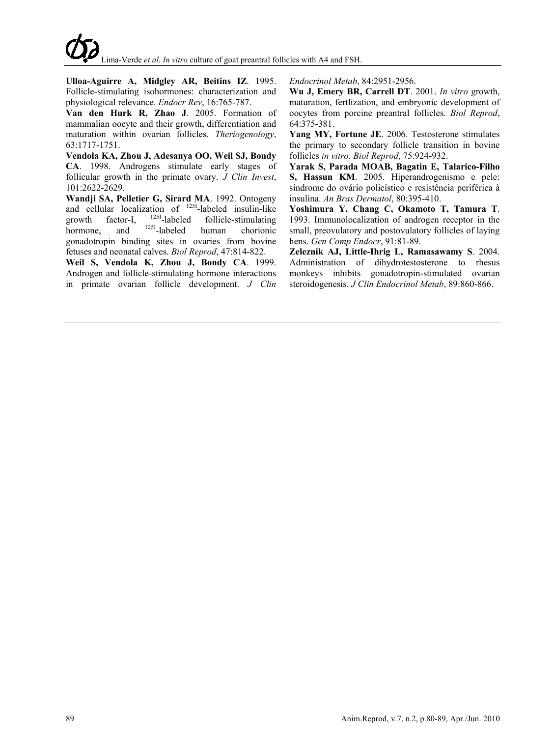**Ulloa-Aguirre A, Midgley AR, Beitins IZ**. 1995. Follicle-stimulating isohormones: characterization and physiological relevance. *Endocr Rev*, 16:765-787.

**Van den Hurk R, Zhao J**. 2005. Formation of mammalian oocyte and their growth, differentiation and maturation within ovarian follicles. *Theriogenology*, 63:1717-1751.

**Vendola KA, Zhou J, Adesanya OO, Weil SJ, Bondy CA**. 1998. Androgens stimulate early stages of follicular growth in the primate ovary. *J Clin Invest*, 101:2622-2629.

**Wandji SA, Pelletier G, Sirard MA**. 1992. Ontogeny and cellular localization of $^{125}$I-labeled insulin-like growth factor-I, $^{125}$I-labeled follicle-stimulating hormone, and $^{125}$I-labeled human chorionic gonadotropin binding sites in ovaries from bovine fetuses and neonatal calves. *Biol Reprod*, 47:814-822.

**Weil S, Vendola K, Zhou J, Bondy CA**. 1999. Androgen and follicle-stimulating hormone interactions in primate ovarian follicle development. *J Clin Endocrinol Metab*, 84:2951-2956.

**Wu J, Emery BR, Carrell DT**. 2001. *In vitro* growth, maturation, fertlization, and embryonic development of oocytes from porcine preantral follicles. *Biol Reprod*, 64:375-381.

**Yang MY, Fortune JE**. 2006. Testosterone stimulates the primary to secondary follicle transition in bovine follicles *in vitro*. *Biol Reprod*, 75:924-932.

**Yarak S, Parada MOAB, Bagatin E, Talarico-Filho S, Hassun KM**. 2005. Hiperandrogenismo e pele: síndrome do ovário policístico e resistência periférica à insulina. *An Bras Dermatol*, 80:395-410.

**Yoshimura Y, Chang C, Okamoto T, Tamura T**. 1993. Immunolocalization of androgen receptor in the small, preovulatory and postovulatory follicles of laying hens. *Gen Comp Endocr*, 91:81-89.

**Zeleznik AJ, Little-Ihrig L, Ramasawamy S**. 2004. Administration of dihydrotestosterone to rhesus monkeys inhibits gonadotropin-stimulated ovarian steroidogenesis. *J Clin Endocrinol Metab*, 89:860-866.